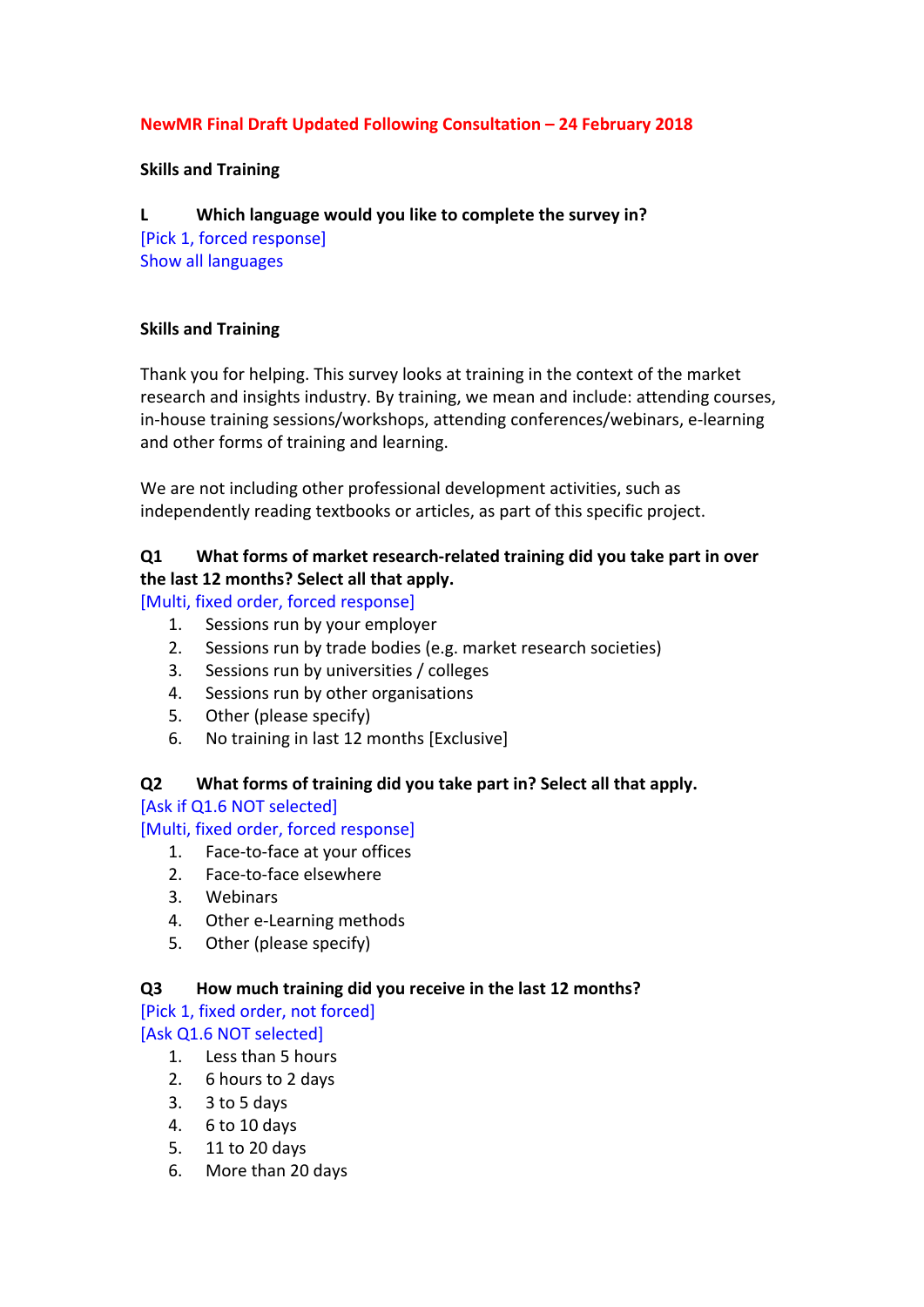**NewMR Final Draft Updated Following Consultation – 24 February 2018**

**Skills and Training**

**L Which language would you like to complete the survey in?**

[Pick 1, forced response]
Show all languages

**Skills and Training**

Thank you for helping. This survey looks at training in the context of the market research and insights industry. By training, we mean and include: attending courses, in-house training sessions/workshops, attending conferences/webinars, e-learning and other forms of training and learning.

We are not including other professional development activities, such as independently reading textbooks or articles, as part of this specific project.

**Q1 What forms of market research-related training did you take part in over the last 12 months? Select all that apply.**

[Multi, fixed order, forced response]

1. Sessions run by your employer
2. Sessions run by trade bodies (e.g. market research societies)
3. Sessions run by universities / colleges
4. Sessions run by other organisations
5. Other (please specify)
6. No training in last 12 months [Exclusive]

**Q2 What forms of training did you take part in? Select all that apply.**

[Ask if Q1.6 NOT selected]
[Multi, fixed order, forced response]

1. Face-to-face at your offices
2. Face-to-face elsewhere
3. Webinars
4. Other e-Learning methods
5. Other (please specify)

**Q3 How much training did you receive in the last 12 months?**

[Pick 1, fixed order, not forced]
[Ask Q1.6 NOT selected]

1. Less than 5 hours
2. 6 hours to 2 days
3. 3 to 5 days
4. 6 to 10 days
5. 11 to 20 days
6. More than 20 days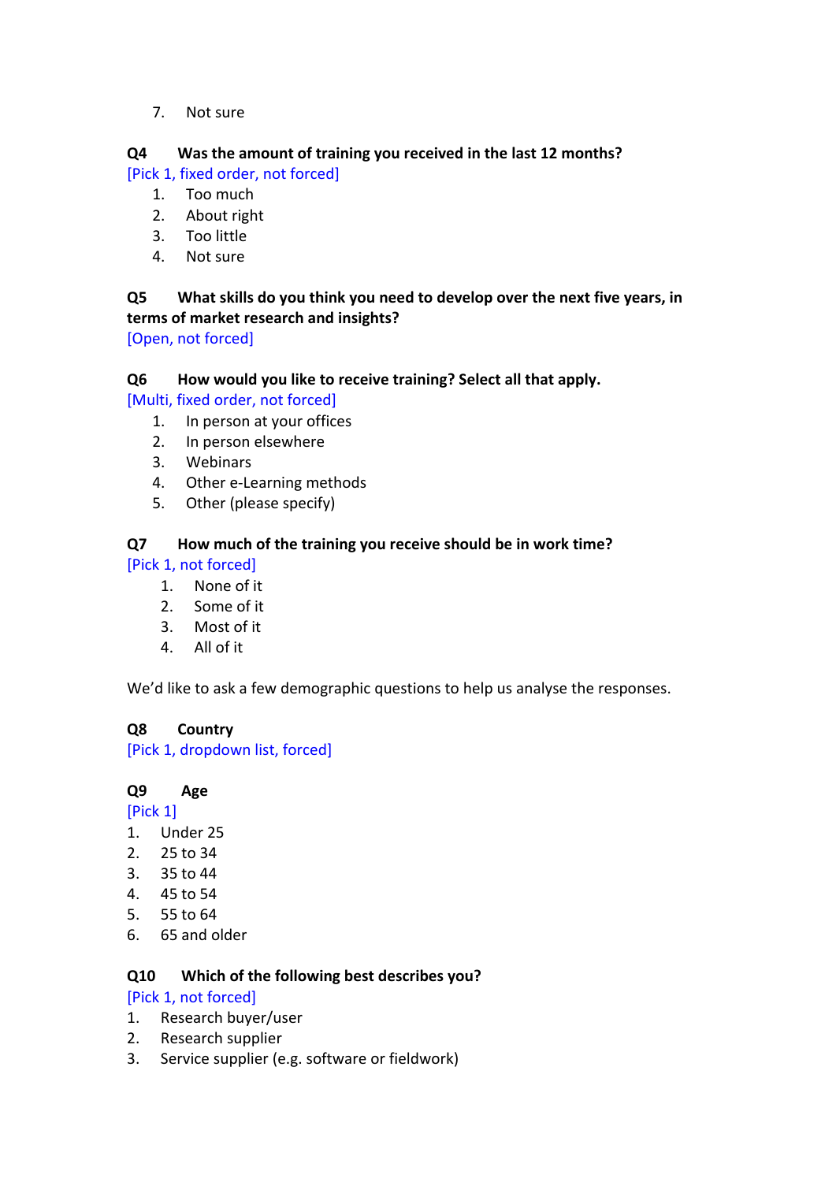7. Not sure

**Q4 Was the amount of training you received in the last 12 months?**

[Pick 1, fixed order, not forced]

1. Too much
2. About right
3. Too little
4. Not sure

**Q5 What skills do you think you need to develop over the next five years, in terms of market research and insights?**

[Open, not forced]

**Q6 How would you like to receive training? Select all that apply.**

[Multi, fixed order, not forced]

1. In person at your offices
2. In person elsewhere
3. Webinars
4. Other e-Learning methods
5. Other (please specify)

**Q7 How much of the training you receive should be in work time?**

[Pick 1, not forced]

1. None of it
2. Some of it
3. Most of it
4. All of it

We'd like to ask a few demographic questions to help us analyse the responses.

**Q8 Country**

[Pick 1, dropdown list, forced]

**Q9 Age**

[Pick 1]

1. Under 25
2. 25 to 34
3. 35 to 44
4. 45 to 54
5. 55 to 64
6. 65 and older

**Q10 Which of the following best describes you?**

[Pick 1, not forced]

1. Research buyer/user
2. Research supplier
3. Service supplier (e.g. software or fieldwork)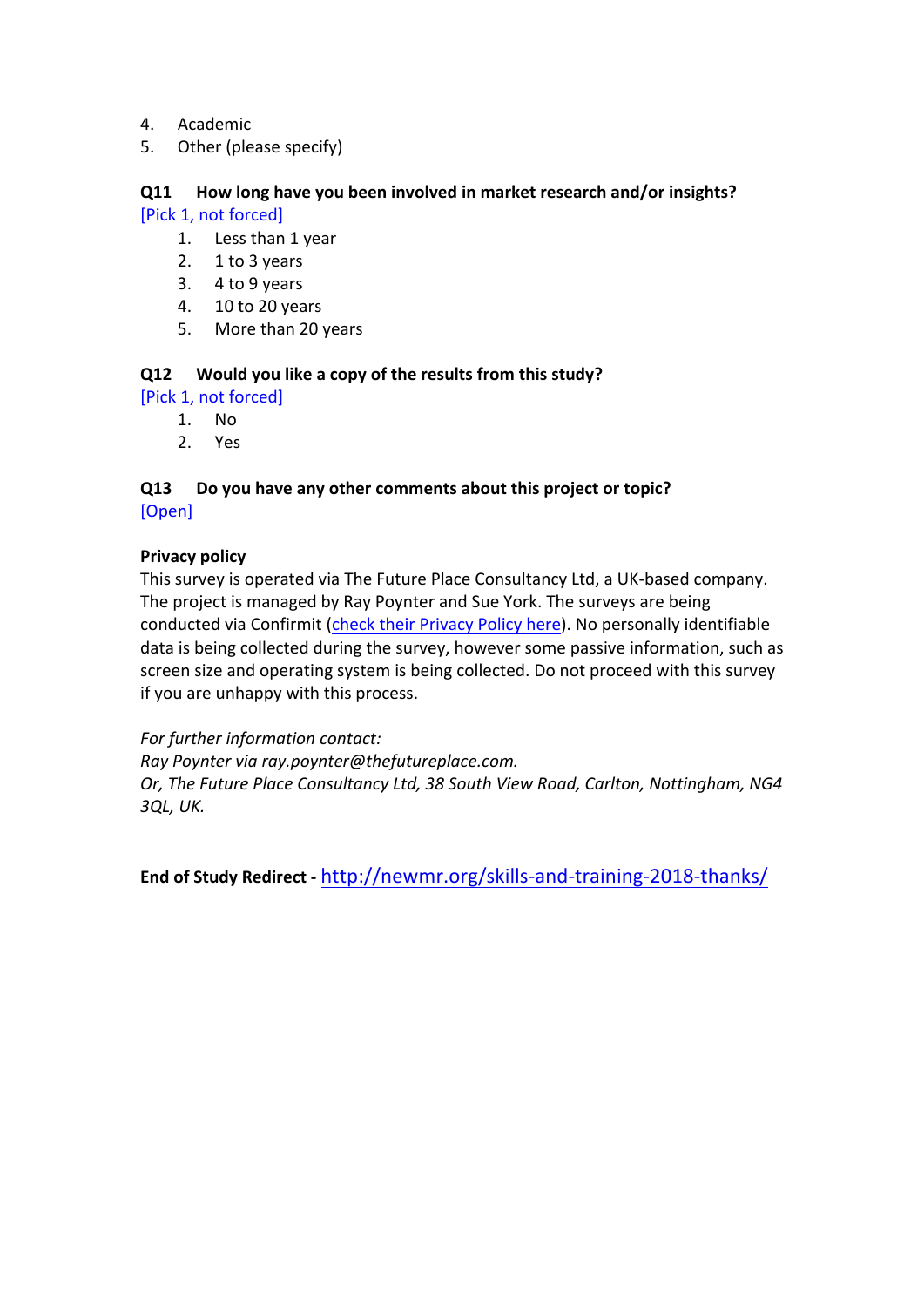4. Academic
5. Other (please specify)

**Q11 How long have you been involved in market research and/or insights?**
[Pick 1, not forced]

1. Less than 1 year
2. 1 to 3 years
3. 4 to 9 years
4. 10 to 20 years
5. More than 20 years

**Q12 Would you like a copy of the results from this study?**
[Pick 1, not forced]

1. No
2. Yes

**Q13 Do you have any other comments about this project or topic?**
[Open]

**Privacy policy**

This survey is operated via The Future Place Consultancy Ltd, a UK-based company. The project is managed by Ray Poynter and Sue York. The surveys are being conducted via Confirmit (check their Privacy Policy here). No personally identifiable data is being collected during the survey, however some passive information, such as screen size and operating system is being collected. Do not proceed with this survey if you are unhappy with this process.

*For further information contact:*
*Ray Poynter via ray.poynter@thefutureplace.com.*
*Or, The Future Place Consultancy Ltd, 38 South View Road, Carlton, Nottingham, NG4 3QL, UK.*

**End of Study Redirect -** http://newmr.org/skills-and-training-2018-thanks/